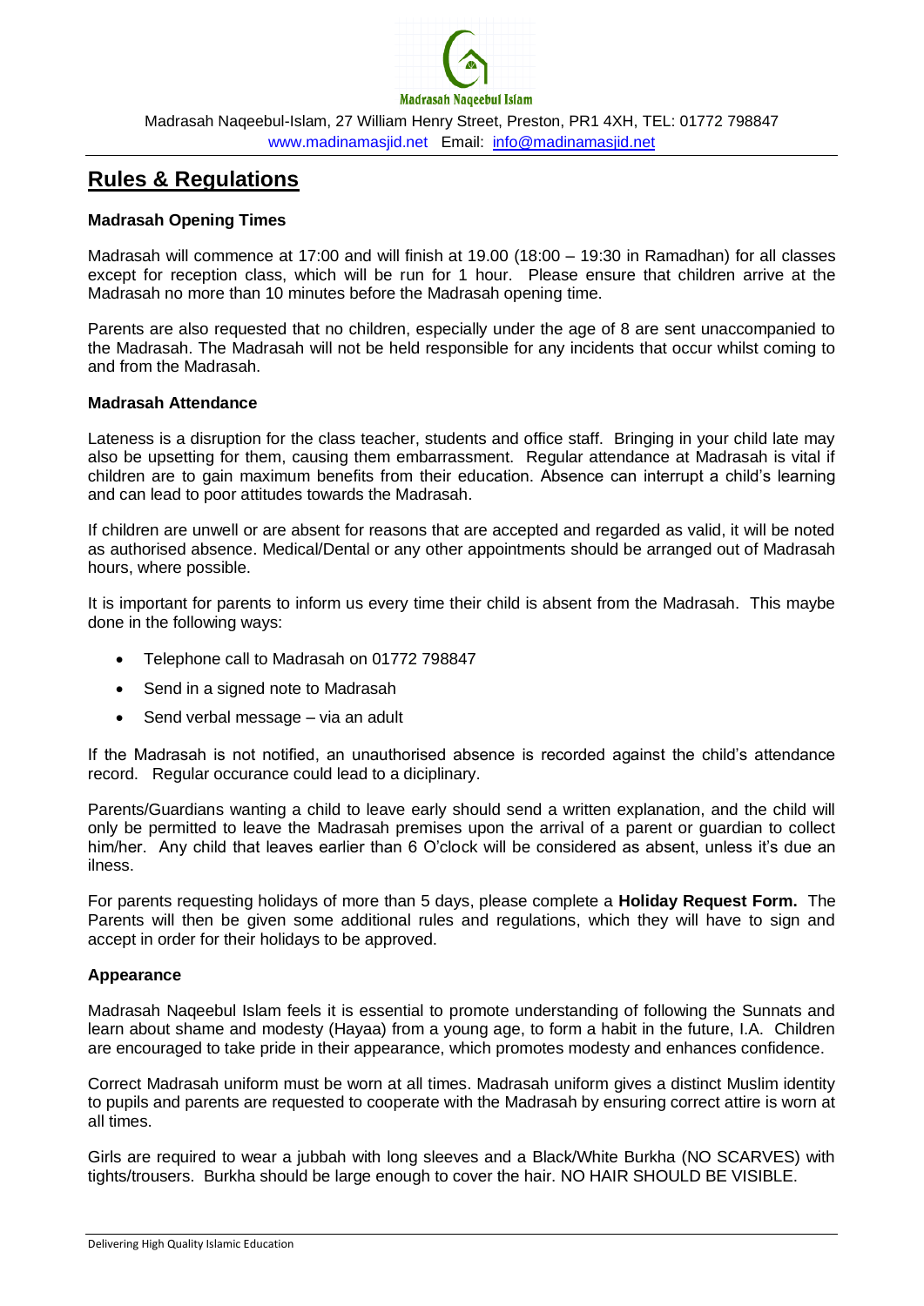Madrasah Naqeebul Islam

Madrasah Naqeebul-Islam, 27 William Henry Street, Preston, PR1 4XH, TEL: 01772 798847
www.madinamasjid.net Email: info@madinamasjid.net

# Rules & Regulations

**Madrasah Opening Times**

Madrasah will commence at 17:00 and will finish at 19.00 (18:00 – 19:30 in Ramadhan) for all classes except for reception class, which will be run for 1 hour. Please ensure that children arrive at the Madrasah no more than 10 minutes before the Madrasah opening time.

Parents are also requested that no children, especially under the age of 8 are sent unaccompanied to the Madrasah. The Madrasah will not be held responsible for any incidents that occur whilst coming to and from the Madrasah.

**Madrasah Attendance**

Lateness is a disruption for the class teacher, students and office staff. Bringing in your child late may also be upsetting for them, causing them embarrassment. Regular attendance at Madrasah is vital if children are to gain maximum benefits from their education. Absence can interrupt a child's learning and can lead to poor attitudes towards the Madrasah.

If children are unwell or are absent for reasons that are accepted and regarded as valid, it will be noted as authorised absence. Medical/Dental or any other appointments should be arranged out of Madrasah hours, where possible.

It is important for parents to inform us every time their child is absent from the Madrasah. This maybe done in the following ways:

- Telephone call to Madrasah on 01772 798847
- Send in a signed note to Madrasah
- Send verbal message – via an adult

If the Madrasah is not notified, an unauthorised absence is recorded against the child's attendance record. Regular occurance could lead to a diciplinary.

Parents/Guardians wanting a child to leave early should send a written explanation, and the child will only be permitted to leave the Madrasah premises upon the arrival of a parent or guardian to collect him/her. Any child that leaves earlier than 6 O'clock will be considered as absent, unless it's due an ilness.

For parents requesting holidays of more than 5 days, please complete a **Holiday Request Form.** The Parents will then be given some additional rules and regulations, which they will have to sign and accept in order for their holidays to be approved.

**Appearance**

Madrasah Naqeebul Islam feels it is essential to promote understanding of following the Sunnats and learn about shame and modesty (Hayaa) from a young age, to form a habit in the future, I.A. Children are encouraged to take pride in their appearance, which promotes modesty and enhances confidence.

Correct Madrasah uniform must be worn at all times. Madrasah uniform gives a distinct Muslim identity to pupils and parents are requested to cooperate with the Madrasah by ensuring correct attire is worn at all times.

Girls are required to wear a jubbah with long sleeves and a Black/White Burkha (NO SCARVES) with tights/trousers. Burkha should be large enough to cover the hair. NO HAIR SHOULD BE VISIBLE.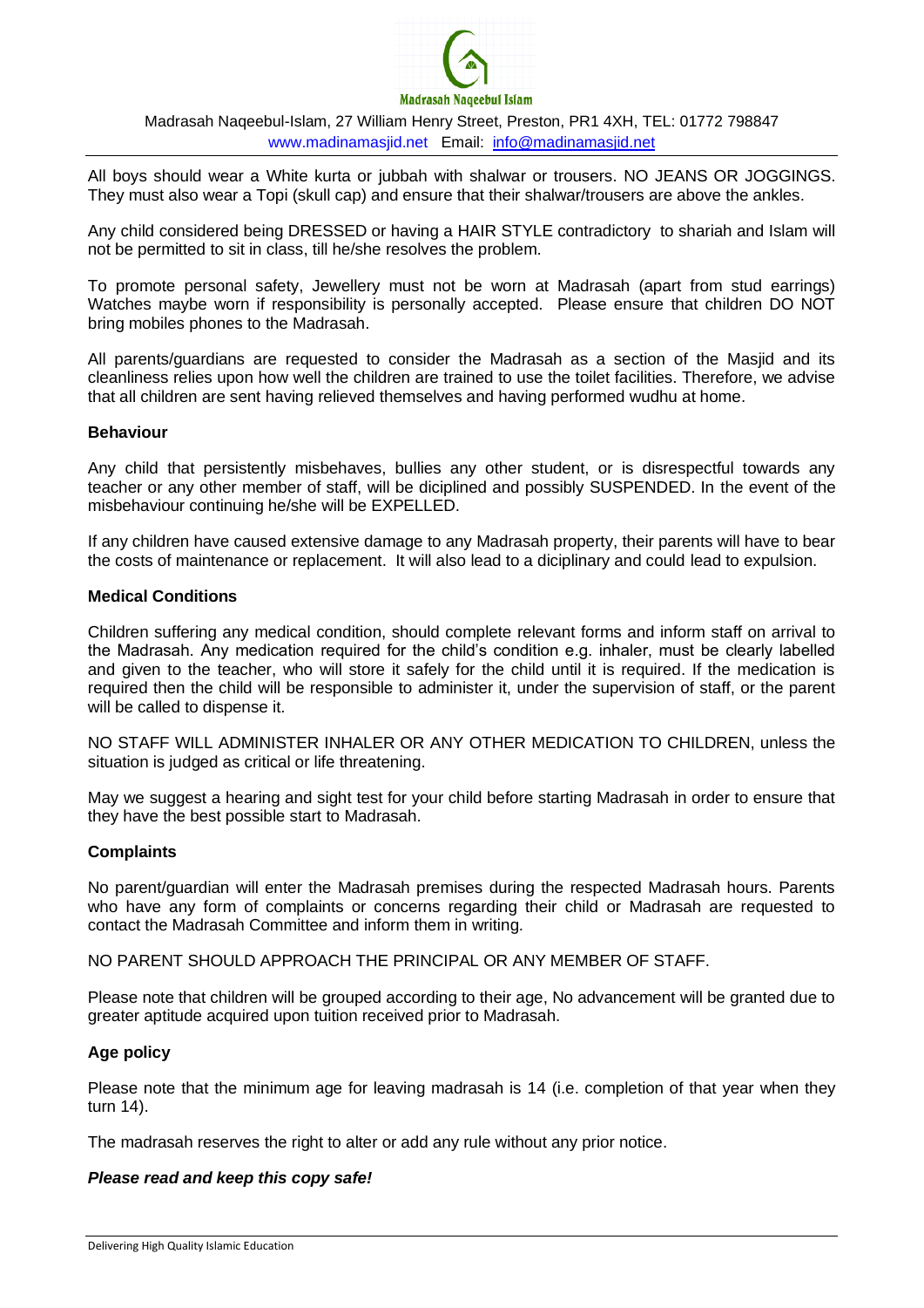All boys should wear a White kurta or jubbah with shalwar or trousers. NO JEANS OR JOGGINGS. They must also wear a Topi (skull cap) and ensure that their shalwar/trousers are above the ankles.

Any child considered being DRESSED or having a HAIR STYLE contradictory to shariah and Islam will not be permitted to sit in class, till he/she resolves the problem.

To promote personal safety, Jewellery must not be worn at Madrasah (apart from stud earrings) Watches maybe worn if responsibility is personally accepted. Please ensure that children DO NOT bring mobiles phones to the Madrasah.

All parents/guardians are requested to consider the Madrasah as a section of the Masjid and its cleanliness relies upon how well the children are trained to use the toilet facilities. Therefore, we advise that all children are sent having relieved themselves and having performed wudhu at home.

**Behaviour**

Any child that persistently misbehaves, bullies any other student, or is disrespectful towards any teacher or any other member of staff, will be diciplined and possibly SUSPENDED. In the event of the misbehaviour continuing he/she will be EXPELLED.

If any children have caused extensive damage to any Madrasah property, their parents will have to bear the costs of maintenance or replacement. It will also lead to a diciplinary and could lead to expulsion.

**Medical Conditions**

Children suffering any medical condition, should complete relevant forms and inform staff on arrival to the Madrasah. Any medication required for the child's condition e.g. inhaler, must be clearly labelled and given to the teacher, who will store it safely for the child until it is required. If the medication is required then the child will be responsible to administer it, under the supervision of staff, or the parent will be called to dispense it.

NO STAFF WILL ADMINISTER INHALER OR ANY OTHER MEDICATION TO CHILDREN, unless the situation is judged as critical or life threatening.

May we suggest a hearing and sight test for your child before starting Madrasah in order to ensure that they have the best possible start to Madrasah.

**Complaints**

No parent/guardian will enter the Madrasah premises during the respected Madrasah hours. Parents who have any form of complaints or concerns regarding their child or Madrasah are requested to contact the Madrasah Committee and inform them in writing.

NO PARENT SHOULD APPROACH THE PRINCIPAL OR ANY MEMBER OF STAFF.

Please note that children will be grouped according to their age, No advancement will be granted due to greater aptitude acquired upon tuition received prior to Madrasah.

**Age policy**

Please note that the minimum age for leaving madrasah is 14 (i.e. completion of that year when they turn 14).

The madrasah reserves the right to alter or add any rule without any prior notice.

***Please read and keep this copy safe!***